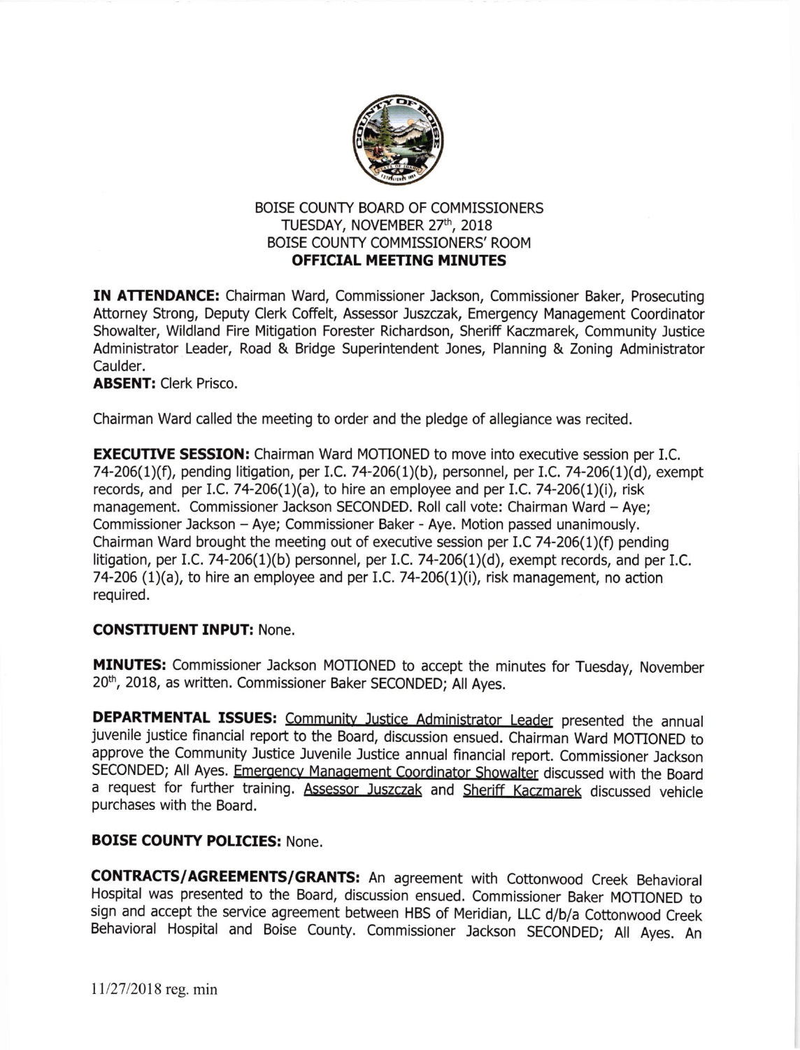BOISE COUNTY BOARD OF COMMISSIONERS
TUESDAY, NOVEMBER 27th, 2018
BOISE COUNTY COMMISSIONERS' ROOM
**OFFICIAL MEETING MINUTES**

**IN ATTENDANCE:** Chairman Ward, Commissioner Jackson, Commissioner Baker, Prosecuting Attorney Strong, Deputy Clerk Coffelt, Assessor Juszczak, Emergency Management Coordinator Showalter, Wildland Fire Mitigation Forester Richardson, Sheriff Kaczmarek, Community Justice Administrator Leader, Road & Bridge Superintendent Jones, Planning & Zoning Administrator Caulder.
**ABSENT:** Clerk Prisco.

Chairman Ward called the meeting to order and the pledge of allegiance was recited.

**EXECUTIVE SESSION:** Chairman Ward MOTIONED to move into executive session per I.C. 74-206(1)(f), pending litigation, per I.C. 74-206(1)(b), personnel, per I.C. 74-206(1)(d), exempt records, and per I.C. 74-206(1)(a), to hire an employee and per I.C. 74-206(1)(i), risk management. Commissioner Jackson SECONDED. Roll call vote: Chairman Ward – Aye; Commissioner Jackson – Aye; Commissioner Baker - Aye. Motion passed unanimously. Chairman Ward brought the meeting out of executive session per I.C 74-206(1)(f) pending litigation, per I.C. 74-206(1)(b) personnel, per I.C. 74-206(1)(d), exempt records, and per I.C. 74-206 (1)(a), to hire an employee and per I.C. 74-206(1)(i), risk management, no action required.

**CONSTITUENT INPUT:** None.

**MINUTES:** Commissioner Jackson MOTIONED to accept the minutes for Tuesday, November 20th, 2018, as written. Commissioner Baker SECONDED; All Ayes.

**DEPARTMENTAL ISSUES:** Community Justice Administrator Leader presented the annual juvenile justice financial report to the Board, discussion ensued. Chairman Ward MOTIONED to approve the Community Justice Juvenile Justice annual financial report. Commissioner Jackson SECONDED; All Ayes. Emergency Management Coordinator Showalter discussed with the Board a request for further training. Assessor Juszczak and Sheriff Kaczmarek discussed vehicle purchases with the Board.

**BOISE COUNTY POLICIES:** None.

**CONTRACTS/AGREEMENTS/GRANTS:** An agreement with Cottonwood Creek Behavioral Hospital was presented to the Board, discussion ensued. Commissioner Baker MOTIONED to sign and accept the service agreement between HBS of Meridian, LLC d/b/a Cottonwood Creek Behavioral Hospital and Boise County. Commissioner Jackson SECONDED; All Ayes. An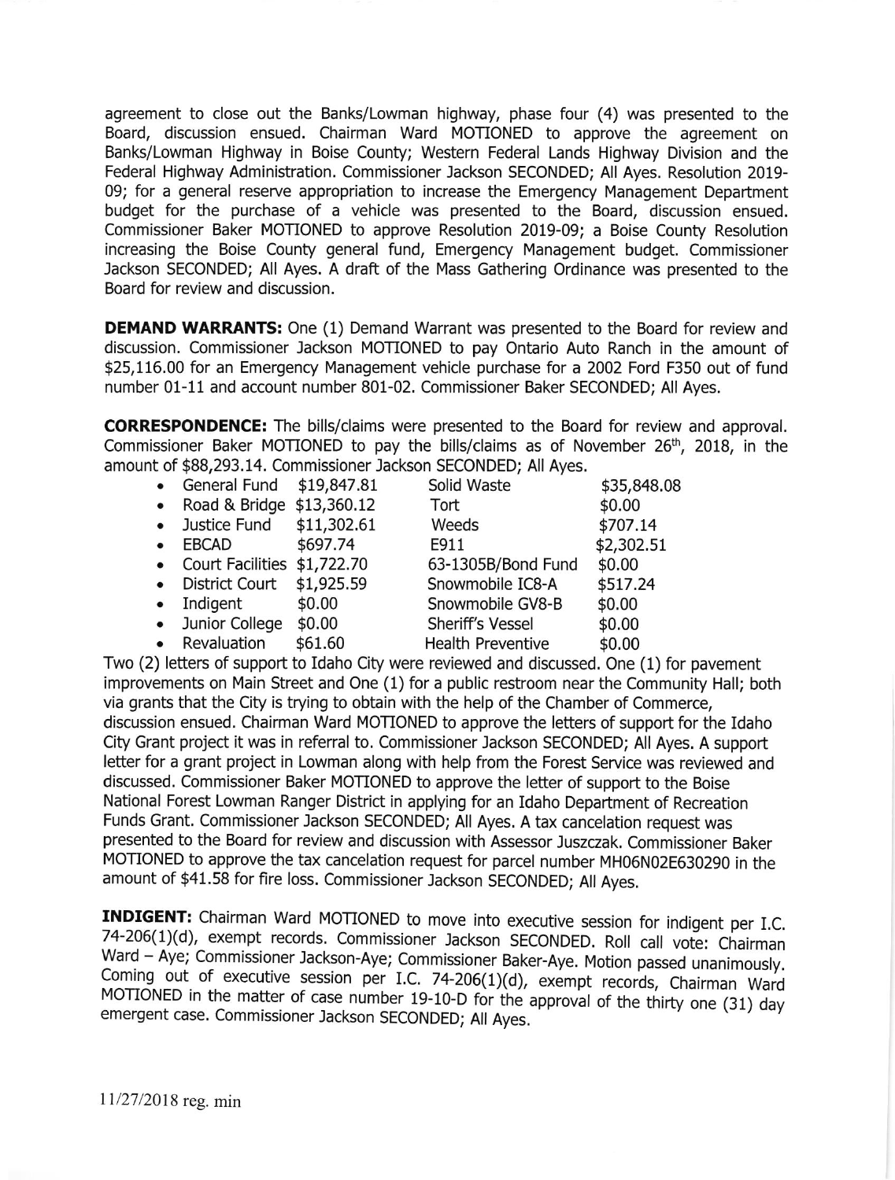agreement to close out the Banks/Lowman highway, phase four (4) was presented to the Board, discussion ensued. Chairman Ward MOTIONED to approve the agreement on Banks/Lowman Highway in Boise County; Western Federal Lands Highway Division and the Federal Highway Administration. Commissioner Jackson SECONDED; All Ayes. Resolution 2019-09; for a general reserve appropriation to increase the Emergency Management Department budget for the purchase of a vehicle was presented to the Board, discussion ensued. Commissioner Baker MOTIONED to approve Resolution 2019-09; a Boise County Resolution increasing the Boise County general fund, Emergency Management budget. Commissioner Jackson SECONDED; All Ayes. A draft of the Mass Gathering Ordinance was presented to the Board for review and discussion.

**DEMAND WARRANTS:** One (1) Demand Warrant was presented to the Board for review and discussion. Commissioner Jackson MOTIONED to pay Ontario Auto Ranch in the amount of $25,116.00 for an Emergency Management vehicle purchase for a 2002 Ford F350 out of fund number 01-11 and account number 801-02. Commissioner Baker SECONDED; All Ayes.

**CORRESPONDENCE:** The bills/claims were presented to the Board for review and approval. Commissioner Baker MOTIONED to pay the bills/claims as of November 26th, 2018, in the amount of $88,293.14. Commissioner Jackson SECONDED; All Ayes.

| | | | |
|---|---|---|---|
| • General Fund | $19,847.81 | Solid Waste | $35,848.08 |
| • Road & Bridge | $13,360.12 | Tort | $0.00 |
| • Justice Fund | $11,302.61 | Weeds | $707.14 |
| • EBCAD | $697.74 | E911 | $2,302.51 |
| • Court Facilities | $1,722.70 | 63-1305B/Bond Fund | $0.00 |
| • District Court | $1,925.59 | Snowmobile IC8-A | $517.24 |
| • Indigent | $0.00 | Snowmobile GV8-B | $0.00 |
| • Junior College | $0.00 | Sheriff's Vessel | $0.00 |
| • Revaluation | $61.60 | Health Preventive | $0.00 |

Two (2) letters of support to Idaho City were reviewed and discussed. One (1) for pavement improvements on Main Street and One (1) for a public restroom near the Community Hall; both via grants that the City is trying to obtain with the help of the Chamber of Commerce, discussion ensued. Chairman Ward MOTIONED to approve the letters of support for the Idaho City Grant project it was in referral to. Commissioner Jackson SECONDED; All Ayes. A support letter for a grant project in Lowman along with help from the Forest Service was reviewed and discussed. Commissioner Baker MOTIONED to approve the letter of support to the Boise National Forest Lowman Ranger District in applying for an Idaho Department of Recreation Funds Grant. Commissioner Jackson SECONDED; All Ayes. A tax cancelation request was presented to the Board for review and discussion with Assessor Juszczak. Commissioner Baker MOTIONED to approve the tax cancelation request for parcel number MH06N02E630290 in the amount of $41.58 for fire loss. Commissioner Jackson SECONDED; All Ayes.

**INDIGENT:** Chairman Ward MOTIONED to move into executive session for indigent per I.C. 74-206(1)(d), exempt records. Commissioner Jackson SECONDED. Roll call vote: Chairman Ward – Aye; Commissioner Jackson-Aye; Commissioner Baker-Aye. Motion passed unanimously. Coming out of executive session per I.C. 74-206(1)(d), exempt records, Chairman Ward MOTIONED in the matter of case number 19-10-D for the approval of the thirty one (31) day emergent case. Commissioner Jackson SECONDED; All Ayes.